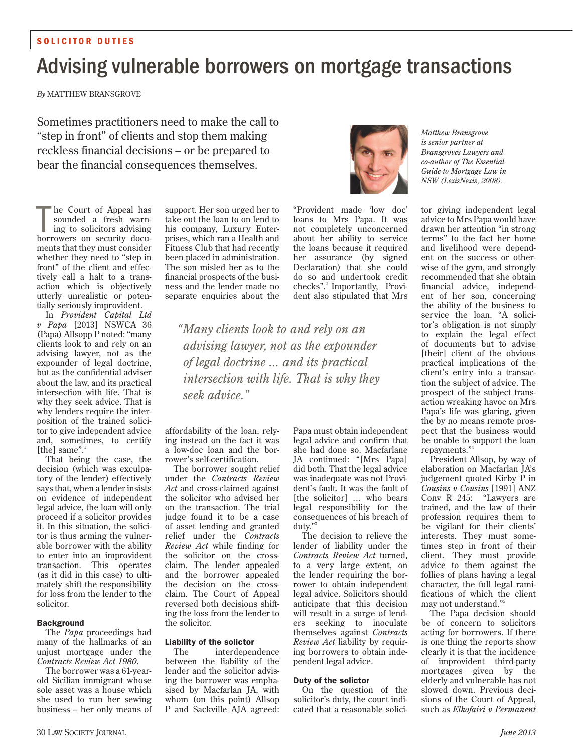SOLICITOR DUTIES

# Advising vulnerable borrowers on mortgage transactions

*By* MATTHEW BRANSGROVE

Sometimes practitioners need to make the call to "step in front" of clients and stop them making reckless financial decisions – or be prepared to bear the financial consequences themselves.

*Matthew Bransgrove is senior partner at Bransgroves Lawyers and co-author of The Essential Guide to Mortgage Law in NSW (LexisNexis, 2008).*

The Court of Appeal has sounded a fresh warning to solicitors advising borrowers on security documents that they must consider whether they need to "step in front" of the client and effectively call a halt to a transaction which is objectively utterly unrealistic or potentially seriously improvident.

In *Provident Capital Ltd v Papa* [2013] NSWCA 36 (Papa) Allsopp P noted: "many clients look to and rely on an advising lawyer, not as the expounder of legal doctrine, but as the confidential adviser about the law, and its practical intersection with life. That is why they seek advice. That is why lenders require the interposition of the trained solicitor to give independent advice and, sometimes, to certify [the] same".[1]

That being the case, the decision (which was exculpatory of the lender) effectively says that, when a lender insists on evidence of independent legal advice, the loan will only proceed if a solicitor provides it. In this situation, the solicitor is thus arming the vulnerable borrower with the ability to enter into an improvident transaction. This operates (as it did in this case) to ultimately shift the responsibility for loss from the lender to the solicitor.

### Background

The *Papa* proceedings had many of the hallmarks of an unjust mortgage under the *Contracts Review Act 1980*.

The borrower was a 61-year-old Sicilian immigrant whose sole asset was a house which she used to run her sewing business – her only means of support. Her son urged her to take out the loan to on lend to his company, Luxury Enterprises, which ran a Health and Fitness Club that had recently been placed in administration. The son misled her as to the financial prospects of the business and the lender made no separate enquiries about the affordability of the loan, relying instead on the fact it was a low-doc loan and the borrower's self-certification.

The borrower sought relief under the *Contracts Review Act* and cross-claimed against the solicitor who advised her on the transaction. The trial judge found it to be a case of asset lending and granted relief under the *Contracts Review Act* while finding for the solicitor on the cross-claim. The lender appealed and the borrower appealed the decision on the cross-claim. The Court of Appeal reversed both decisions shifting the loss from the lender to the solicitor.

### Liability of the solicitor

The interdependence between the liability of the lender and the solicitor advising the borrower was emphasised by Macfarlan JA, with whom (on this point) Allsop P and Sackville AJA agreed: "Provident made 'low doc' loans to Mrs Papa. It was not completely unconcerned about her ability to service the loans because it required her assurance (by signed Declaration) that she could do so and undertook credit checks".[2] Importantly, Provident also stipulated that Mrs Papa must obtain independent legal advice and confirm that she had done so. Macfarlane JA continued: "[Mrs Papa] did both. That the legal advice was inadequate was not Provident's fault. It was the fault of [the solicitor] … who bears legal responsibility for the consequences of his breach of duty."[3]

> *"Many clients look to and rely on an advising lawyer, not as the expounder of legal doctrine ... and its practical intersection with life. That is why they seek advice."*

The decision to relieve the lender of liability under the *Contracts Review Act* turned, to a very large extent, on the lender requiring the borrower to obtain independent legal advice. Solicitors should anticipate that this decision will result in a surge of lenders seeking to inoculate themselves against *Contracts Review Act* liability by requiring borrowers to obtain independent legal advice.

### Duty of the solicitor

On the question of the solicitor's duty, the court indicated that a reasonable solicitor giving independent legal advice to Mrs Papa would have drawn her attention "in strong terms" to the fact her home and livelihood were dependent on the success or otherwise of the gym, and strongly recommended that she obtain financial advice, independent of her son, concerning the ability of the business to service the loan. "A solicitor's obligation is not simply to explain the legal effect of documents but to advise [their] client of the obvious practical implications of the client's entry into a transaction the subject of advice. The prospect of the subject transaction wreaking havoc on Mrs Papa's life was glaring, given the by no means remote prospect that the business would be unable to support the loan repayments."[4]

President Allsop, by way of elaboration on Macfarlan JA's judgement quoted Kirby P in *Cousins v Cousins* [1991] ANZ Conv R 245: "Lawyers are trained, and the law of their profession requires them to be vigilant for their clients' interests. They must sometimes step in front of their client. They must provide advice to them against the follies of plans having a legal character, the full legal ramifications of which the client may not understand."[5]

The Papa decision should be of concern to solicitors acting for borrowers. If there is one thing the reports show clearly it is that the incidence of improvident third-party mortgages given by the elderly and vulnerable has not slowed down. Previous decisions of the Court of Appeal, such as *Elkofairi v Permanent*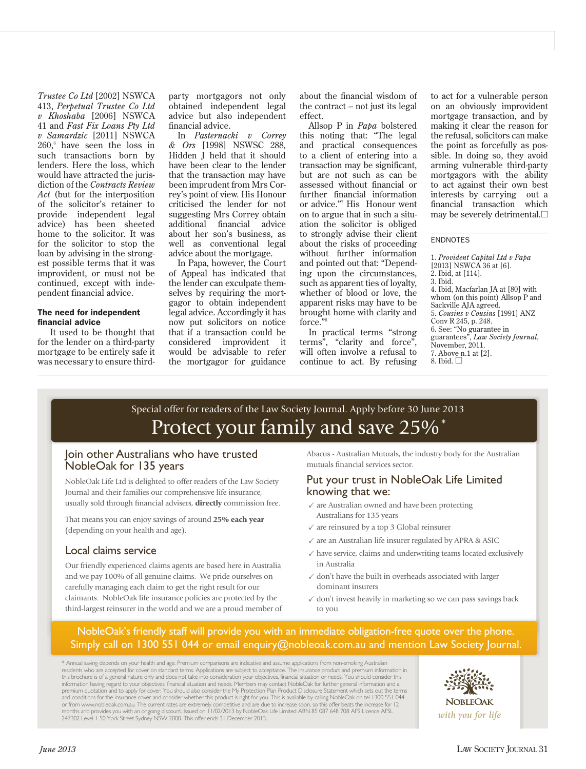*Trustee Co Ltd* [2002] NSWCA 413, *Perpetual Trustee Co Ltd v Khoshaba* [2006] NSWCA 41 and *Fast Fix Loans Pty Ltd v Samardzic* [2011] NSWCA 260,[6] have seen the loss in such transactions born by lenders. Here the loss, which would have attracted the jurisdiction of the *Contracts Review Act* (but for the interposition of the solicitor's retainer to provide independent legal advice) has been sheeted home to the solicitor. It was for the solicitor to stop the loan by advising in the strongest possible terms that it was improvident, or must not be continued, except with independent financial advice.

### The need for independent financial advice

It used to be thought that for the lender on a third-party mortgage to be entirely safe it was necessary to ensure third-party mortgagors not only obtained independent legal advice but also independent financial advice.

In *Pasternacki v Correy & Ors* [1998] NSWSC 288, Hidden J held that it should have been clear to the lender that the transaction may have been imprudent from Mrs Correy's point of view. His Honour criticised the lender for not suggesting Mrs Correy obtain additional financial advice about her son's business, as well as conventional legal advice about the mortgage.

In Papa, however, the Court of Appeal has indicated that the lender can exculpate themselves by requiring the mortgagor to obtain independent legal advice. Accordingly it has now put solicitors on notice that if a transaction could be considered improvident it would be advisable to refer the mortgagor for guidance about the financial wisdom of the contract – not just its legal effect.

Allsop P in *Papa* bolstered this noting that: "The legal and practical consequences to a client of entering into a transaction may be significant, but are not such as can be assessed without financial or further financial information or advice."[7] His Honour went on to argue that in such a situation the solicitor is obliged to strongly advise their client about the risks of proceeding without further information and pointed out that: "Depending upon the circumstances, such as apparent ties of loyalty, whether of blood or love, the apparent risks may have to be brought home with clarity and force."[8]

In practical terms "strong terms", "clarity and force", will often involve a refusal to continue to act. By refusing to act for a vulnerable person on an obviously improvident mortgage transaction, and by making it clear the reason for the refusal, solicitors can make the point as forcefully as possible. In doing so, they avoid arming vulnerable third-party mortgagors with the ability to act against their own best interests by carrying out a financial transaction which may be severely detrimental. □

ENDNOTES

1. *Provident Capital Ltd v Papa* [2013] NSWCA 36 at [6].
2. Ibid, at [114].
3. Ibid.
4. Ibid, Macfarlan JA at [80] with whom (on this point) Allsop P and Sackville AJA agreed.
5. *Cousins v Cousins* [1991] ANZ Conv R 245, p. 248.
6. See: "No guarantee in guarantees", *Law Society Journal*, November, 2011.
7. Above n.1 at [2].
8. Ibid. □

Special offer for readers of the Law Society Journal. Apply before 30 June 2013

## Protect your family and save 25%*

### Join other Australians who have trusted NobleOak for 135 years

NobleOak Life Ltd is delighted to offer readers of the Law Society Journal and their families our comprehensive life insurance, usually sold through financial advisers, **directly** commission free.

That means you can enjoy savings of around **25% each year** (depending on your health and age).

### Local claims service

Our friendly experienced claims agents are based here in Australia and we pay 100% of all genuine claims. We pride ourselves on carefully managing each claim to get the right result for our claimants. NobleOak life insurance policies are protected by the third-largest reinsurer in the world and we are a proud member of Abacus - Australian Mutuals, the industry body for the Australian mutuals financial services sector.

### Put your trust in NobleOak Life Limited knowing that we:

- ✓ are Australian owned and have been protecting Australians for 135 years
- ✓ are reinsured by a top 3 Global reinsurer
- ✓ are an Australian life insurer regulated by APRA & ASIC
- ✓ have service, claims and underwriting teams located exclusively in Australia
- ✓ don't have the built in overheads associated with larger dominant insurers
- ✓ don't invest heavily in marketing so we can pass savings back to you

NobleOak's friendly staff will provide you with an immediate obligation-free quote over the phone. Simply call on 1300 551 044 or email enquiry@nobleoak.com.au and mention Law Society Journal.

* Annual saving depends on your health and age. Premium comparisons are indicative and assume applications from non-smoking Australian residents who are accepted for cover on standard terms. Applications are subject to acceptance. The insurance product and premium information in this brochure is of a general nature only and does not take into consideration your objectives, financial situation or needs. You should consider this information having regard to your objectives, financial situation and needs. Members may contact NobleOak for further general information and a premium quotation and to apply for cover. You should also consider the My Protection Plan Product Disclosure Statement which sets out the terms and conditions for the insurance cover and consider whether this product is right for you. This is available by calling NobleOak on tel 1300 551 044 or from www.nobleoak.com.au. The current rates are extremely competitive and are due to increase soon, so this offer beats the increase for 12 months and provides you with an ongoing discount. Issued on 11/02/2013 by NobleOak Life Limited ABN 85 087 648 708 AFS Licence AFSL 247302 Level 1 50 York Street Sydney NSW 2000. This offer ends 31 December 2013.

NOBLEOAK
*with you for life*